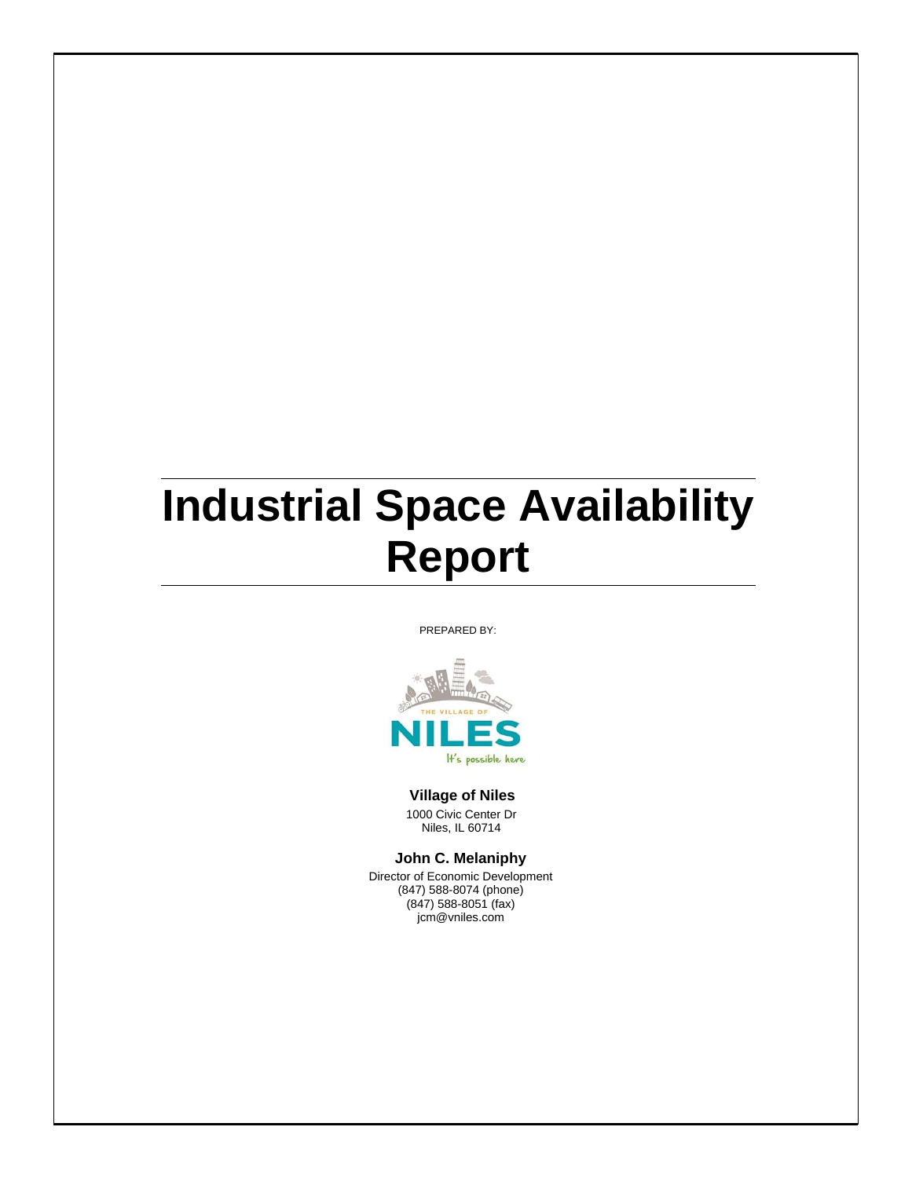# Industrial Space Availability Report

PREPARED BY:

THE VILLAGE OF

NILES

It's possible here

**Village of Niles**

1000 Civic Center Dr
Niles, IL 60714

**John C. Melaniphy**

Director of Economic Development
(847) 588-8074 (phone)
(847) 588-8051 (fax)
jcm@vniles.com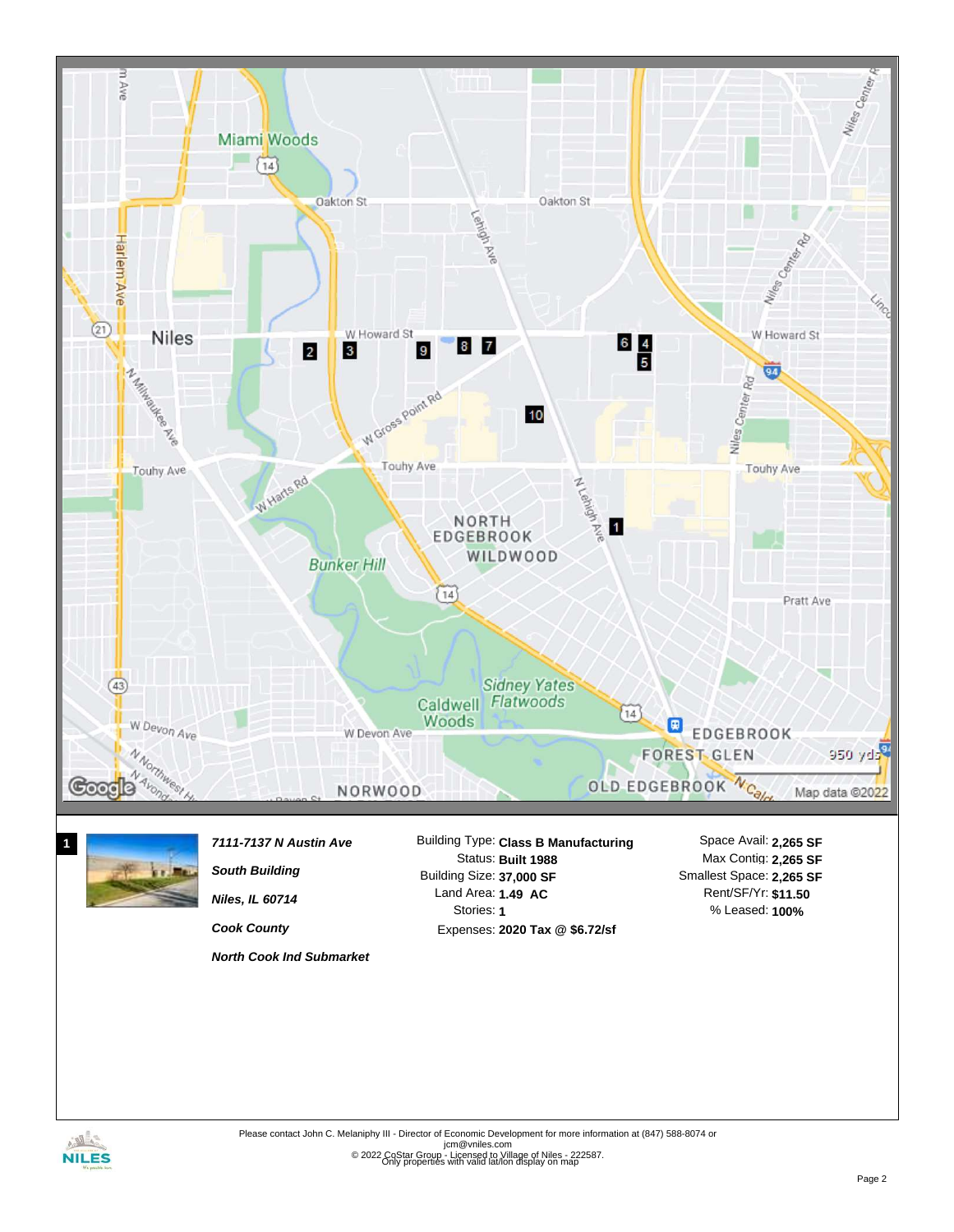Miami Woods
Oakton St
Oakton St
Lehigh Ave
Harlem Ave
Niles
W Howard St
W Howard St
Niles Center Rd
N Milwaukee Ave
W Gross Point Rd
Touhy Ave
Touhy Ave
Touhy Ave
W Harts Rd
NORTH EDGEBROOK
WILDWOOD
N Lehigh Ave
Bunker Hill
Pratt Ave
Sidney Yates Flatwoods
Caldwell Woods
W Devon Ave
W Devon Ave
EDGEBROOK
FOREST GLEN
OLD EDGEBROOK
NORWOOD
950 yds
Map data ©2022

**1**

***7111-7137 N Austin Ave***

***South Building***

***Niles, IL 60714***

***Cook County***

***North Cook Ind Submarket***

Building Type: **Class B Manufacturing**
Status: **Built 1988**
Building Size: **37,000 SF**
Land Area: **1.49 AC**
Stories: **1**
Expenses: **2020 Tax @ $6.72/sf**

Space Avail: **2,265 SF**
Max Contig: **2,265 SF**
Smallest Space: **2,265 SF**
Rent/SF/Yr: **$11.50**
% Leased: **100%**

Please contact John C. Melaniphy III - Director of Economic Development for more information at (847) 588-8074 or jcm@vniles.com

© 2022 CoStar Group - Licensed to Village of Niles - 222587.
Only properties with valid lat/lon display on map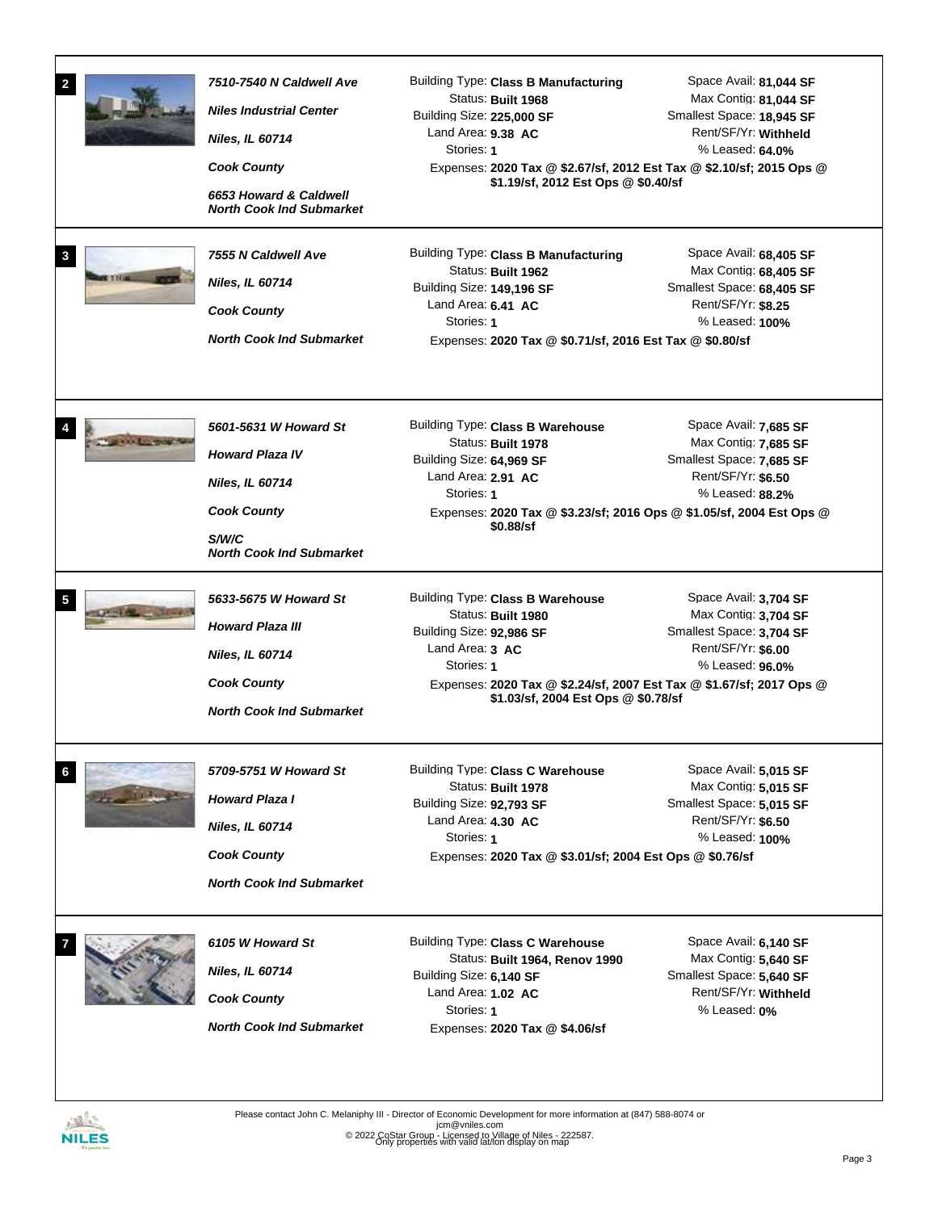**2**

***7510-7540 N Caldwell Ave***

***Niles Industrial Center***

***Niles, IL 60714***

***Cook County***

***6653 Howard & Caldwell***
***North Cook Ind Submarket***

Building Type: **Class B Manufacturing**
Status: **Built 1968**
Building Size: **225,000 SF**
Land Area: **9.38 AC**
Stories: **1**
Expenses: **2020 Tax @ $2.67/sf, 2012 Est Tax @ $2.10/sf; 2015 Ops @ $1.19/sf, 2012 Est Ops @ $0.40/sf**

Space Avail: **81,044 SF**
Max Contig: **81,044 SF**
Smallest Space: **18,945 SF**
Rent/SF/Yr: **Withheld**
% Leased: **64.0%**

---

**3**

***7555 N Caldwell Ave***

***Niles, IL 60714***

***Cook County***

***North Cook Ind Submarket***

Building Type: **Class B Manufacturing**
Status: **Built 1962**
Building Size: **149,196 SF**
Land Area: **6.41 AC**
Stories: **1**
Expenses: **2020 Tax @ $0.71/sf, 2016 Est Tax @ $0.80/sf**

Space Avail: **68,405 SF**
Max Contig: **68,405 SF**
Smallest Space: **68,405 SF**
Rent/SF/Yr: **$8.25**
% Leased: **100%**

---

**4**

***5601-5631 W Howard St***

***Howard Plaza IV***

***Niles, IL 60714***

***Cook County***

***S/W/C***
***North Cook Ind Submarket***

Building Type: **Class B Warehouse**
Status: **Built 1978**
Building Size: **64,969 SF**
Land Area: **2.91 AC**
Stories: **1**
Expenses: **2020 Tax @ $3.23/sf; 2016 Ops @ $1.05/sf, 2004 Est Ops @ $0.88/sf**

Space Avail: **7,685 SF**
Max Contig: **7,685 SF**
Smallest Space: **7,685 SF**
Rent/SF/Yr: **$6.50**
% Leased: **88.2%**

---

**5**

***5633-5675 W Howard St***

***Howard Plaza III***

***Niles, IL 60714***

***Cook County***

***North Cook Ind Submarket***

Building Type: **Class B Warehouse**
Status: **Built 1980**
Building Size: **92,986 SF**
Land Area: **3 AC**
Stories: **1**
Expenses: **2020 Tax @ $2.24/sf, 2007 Est Tax @ $1.67/sf; 2017 Ops @ $1.03/sf, 2004 Est Ops @ $0.78/sf**

Space Avail: **3,704 SF**
Max Contig: **3,704 SF**
Smallest Space: **3,704 SF**
Rent/SF/Yr: **$6.00**
% Leased: **96.0%**

---

**6**

***5709-5751 W Howard St***

***Howard Plaza I***

***Niles, IL 60714***

***Cook County***

***North Cook Ind Submarket***

Building Type: **Class C Warehouse**
Status: **Built 1978**
Building Size: **92,793 SF**
Land Area: **4.30 AC**
Stories: **1**
Expenses: **2020 Tax @ $3.01/sf; 2004 Est Ops @ $0.76/sf**

Space Avail: **5,015 SF**
Max Contig: **5,015 SF**
Smallest Space: **5,015 SF**
Rent/SF/Yr: **$6.50**
% Leased: **100%**

---

**7**

***6105 W Howard St***

***Niles, IL 60714***

***Cook County***

***North Cook Ind Submarket***

Building Type: **Class C Warehouse**
Status: **Built 1964, Renov 1990**
Building Size: **6,140 SF**
Land Area: **1.02 AC**
Stories: **1**
Expenses: **2020 Tax @ $4.06/sf**

Space Avail: **6,140 SF**
Max Contig: **5,640 SF**
Smallest Space: **5,640 SF**
Rent/SF/Yr: **Withheld**
% Leased: **0%**

---

Please contact John C. Melaniphy III - Director of Economic Development for more information at (847) 588-8074 or jcm@vniles.com

© 2022 CoStar Group - Licensed to Village of Niles - 222587.
Only properties with valid lat/lon display on map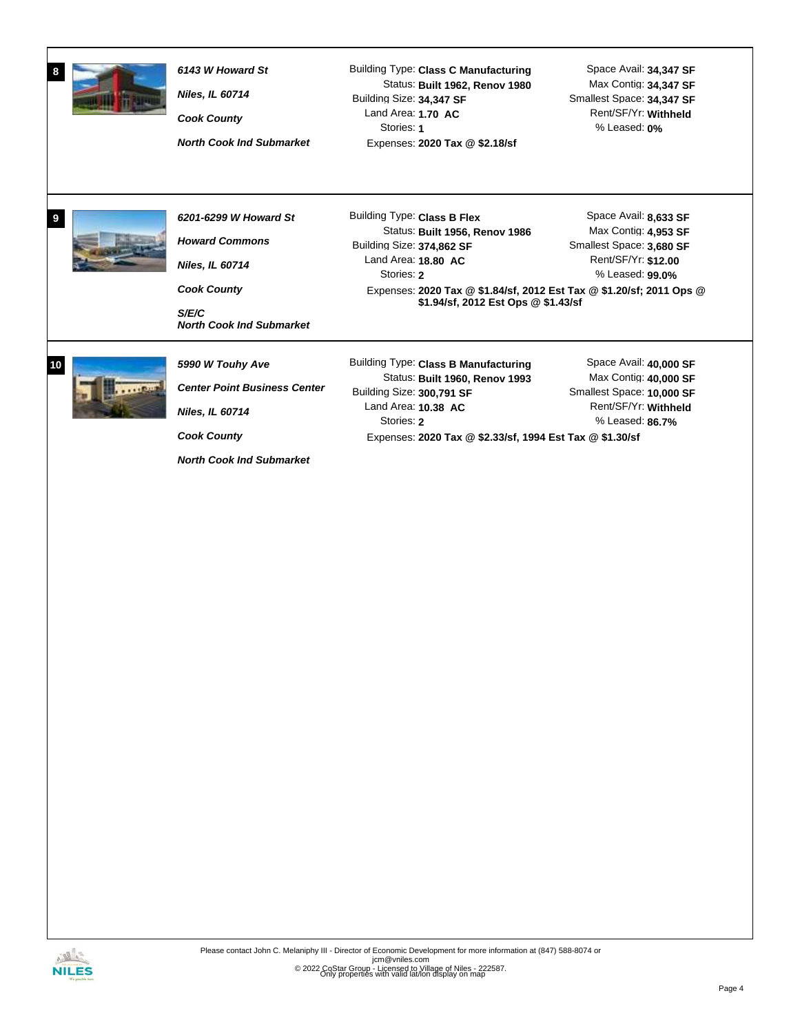**8**

***6143 W Howard St***

***Niles, IL 60714***

***Cook County***

***North Cook Ind Submarket***

Building Type: **Class C Manufacturing**
Status: **Built 1962, Renov 1980**
Building Size: **34,347 SF**
Land Area: **1.70 AC**
Stories: **1**
Expenses: **2020 Tax @ $2.18/sf**

Space Avail: **34,347 SF**
Max Contig: **34,347 SF**
Smallest Space: **34,347 SF**
Rent/SF/Yr: **Withheld**
% Leased: **0%**

---

**9**

***6201-6299 W Howard St***

***Howard Commons***

***Niles, IL 60714***

***Cook County***

***S/E/C***
***North Cook Ind Submarket***

Building Type: **Class B Flex**
Status: **Built 1956, Renov 1986**
Building Size: **374,862 SF**
Land Area: **18.80 AC**
Stories: **2**
Expenses: **2020 Tax @ $1.84/sf, 2012 Est Tax @ $1.20/sf; 2011 Ops @ $1.94/sf, 2012 Est Ops @ $1.43/sf**

Space Avail: **8,633 SF**
Max Contig: **4,953 SF**
Smallest Space: **3,680 SF**
Rent/SF/Yr: **$12.00**
% Leased: **99.0%**

---

**10**

***5990 W Touhy Ave***

***Center Point Business Center***

***Niles, IL 60714***

***Cook County***

***North Cook Ind Submarket***

Building Type: **Class B Manufacturing**
Status: **Built 1960, Renov 1993**
Building Size: **300,791 SF**
Land Area: **10.38 AC**
Stories: **2**
Expenses: **2020 Tax @ $2.33/sf, 1994 Est Tax @ $1.30/sf**

Space Avail: **40,000 SF**
Max Contig: **40,000 SF**
Smallest Space: **10,000 SF**
Rent/SF/Yr: **Withheld**
% Leased: **86.7%**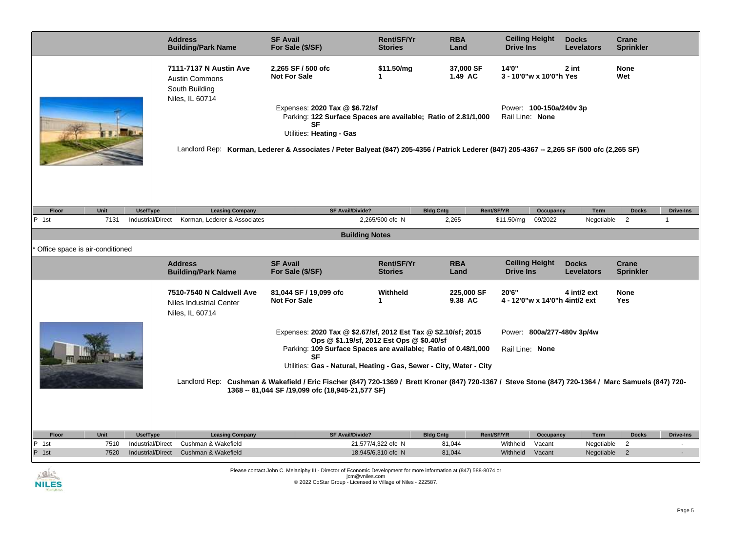| Address / Building/Park Name | SF Avail / For Sale ($/SF) | Rent/SF/Yr / Stories | RBA / Land | Ceiling Height / Drive Ins | Docks / Levelators | Crane / Sprinkler |
|---|---|---|---|---|---|---|
| **7111-7137 N Austin Ave** Austin Commons South Building Niles, IL 60714 | **2,265 SF / 500 ofc** **Not For Sale** | **$11.50/mg** **1** | **37,000 SF** **1.49 AC** | **14'0"** **3 - 10'0"w x 10'0"h** | **2 int** **Yes** | **None** **Wet** |

Expenses: **2020 Tax @ $6.72/sf**

Parking: **122 Surface Spaces are available; Ratio of 2.81/1,000 SF**

Utilities: **Heating - Gas**

Power: **100-150a/240v 3p**

Rail Line: **None**

Landlord Rep: **Korman, Lederer & Associates / Peter Balyeat (847) 205-4356 / Patrick Lederer (847) 205-4367 -- 2,265 SF /500 ofc (2,265 SF)**

| Floor | Unit | Use/Type | Leasing Company | SF Avail/Divide? | Bldg Cntg | Rent/SF/YR | Occupancy | Term | Docks | Drive-Ins |
|---|---|---|---|---|---|---|---|---|---|---|
| P 1st | 7131 | Industrial/Direct | Korman, Lederer & Associates | 2,265/500 ofc N | 2,265 | $11.50/mg | 09/2022 | Negotiable | 2 | 1 |

**Building Notes**

* Office space is air-conditioned

| Address / Building/Park Name | SF Avail / For Sale ($/SF) | Rent/SF/Yr / Stories | RBA / Land | Ceiling Height / Drive Ins | Docks / Levelators | Crane / Sprinkler |
|---|---|---|---|---|---|---|
| **7510-7540 N Caldwell Ave** Niles Industrial Center Niles, IL 60714 | **81,044 SF / 19,099 ofc** **Not For Sale** | **Withheld** **1** | **225,000 SF** **9.38 AC** | **20'6"** **4 - 12'0"w x 14'0"h** | **4 int/2 ext** **4int/2 ext** | **None** **Yes** |

Expenses: **2020 Tax @ $2.67/sf, 2012 Est Tax @ $2.10/sf; 2015 Ops @ $1.19/sf, 2012 Est Ops @ $0.40/sf**

Parking: **109 Surface Spaces are available; Ratio of 0.48/1,000 SF**

Utilities: **Gas - Natural, Heating - Gas, Sewer - City, Water - City**

Power: **800a/277-480v 3p/4w**

Rail Line: **None**

Landlord Rep: **Cushman & Wakefield / Eric Fischer (847) 720-1369 / Brett Kroner (847) 720-1367 / Steve Stone (847) 720-1364 / Marc Samuels (847) 720-1368 -- 81,044 SF /19,099 ofc (18,945-21,577 SF)**

| Floor | Unit | Use/Type | Leasing Company | SF Avail/Divide? | Bldg Cntg | Rent/SF/YR | Occupancy | Term | Docks | Drive-Ins |
|---|---|---|---|---|---|---|---|---|---|---|
| P 1st | 7510 | Industrial/Direct | Cushman & Wakefield | 21,577/4,322 ofc N | 81,044 | Withheld | Vacant | Negotiable | 2 | - |
| P 1st | 7520 | Industrial/Direct | Cushman & Wakefield | 18,945/6,310 ofc N | 81,044 | Withheld | Vacant | Negotiable | 2 | - |

Please contact John C. Melaniphy III - Director of Economic Development for more information at (847) 588-8074 or jcm@vniles.com
© 2022 CoStar Group - Licensed to Village of Niles - 222587.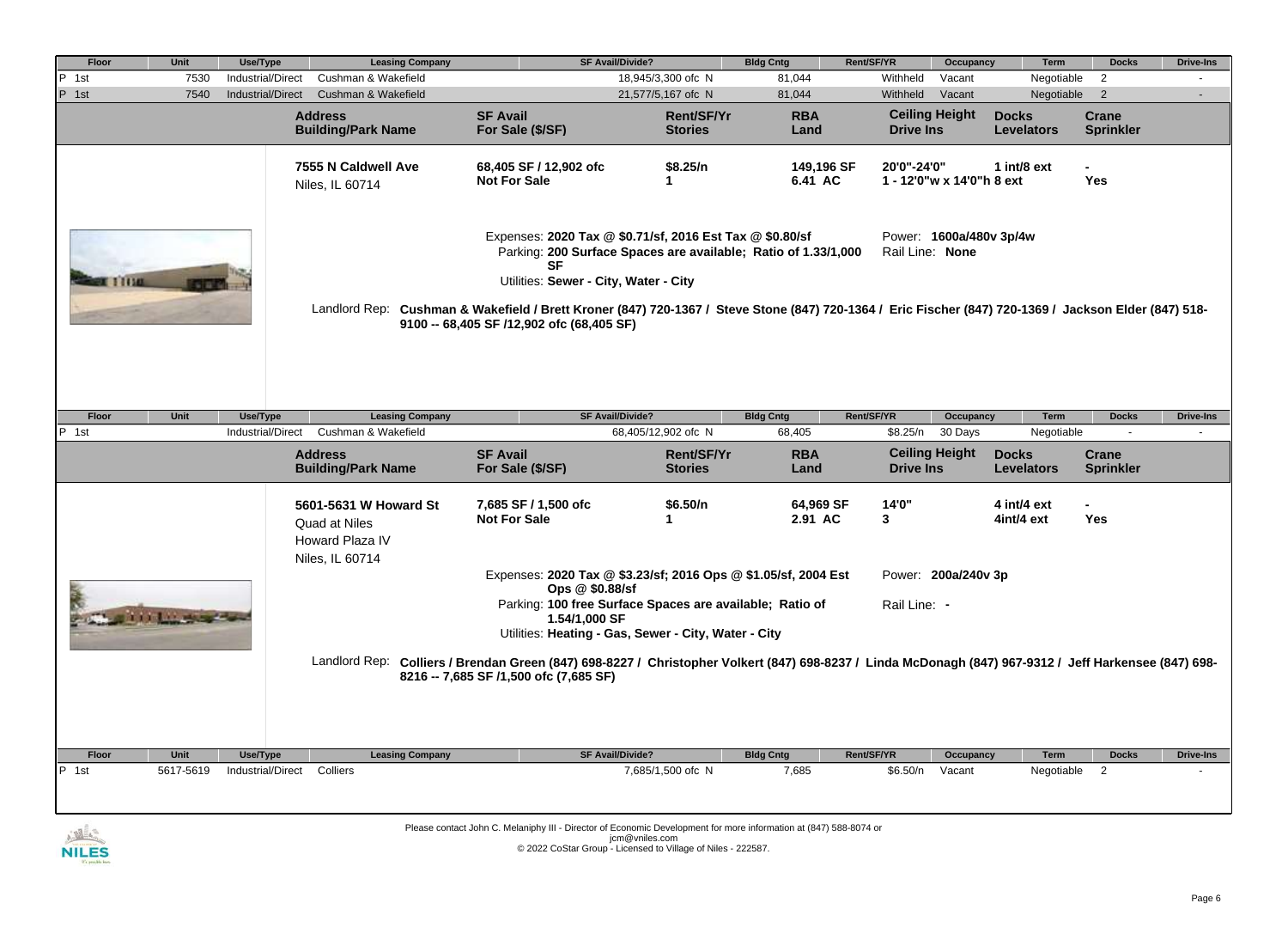| Floor | Unit | Use/Type | Leasing Company | SF Avail/Divide? | Bldg Cntg | Rent/SF/YR | Occupancy | Term | Docks | Drive-Ins |
|---|---|---|---|---|---|---|---|---|---|---|
| P 1st | 7530 | Industrial/Direct | Cushman & Wakefield | 18,945/3,300 ofc N | 81,044 | Withheld | Vacant | Negotiable | 2 | - |
| P 1st | 7540 | Industrial/Direct | Cushman & Wakefield | 21,577/5,167 ofc N | 81,044 | Withheld | Vacant | Negotiable | 2 | - |

| Address / Building/Park Name | SF Avail / For Sale ($/SF) | Rent/SF/Yr / Stories | RBA / Land | Ceiling Height / Drive Ins | Docks / Levelators | Crane / Sprinkler |
|---|---|---|---|---|---|---|
| **7555 N Caldwell Ave** Niles, IL 60714 | **68,405 SF / 12,902 ofc** **Not For Sale** | **$8.25/n** **1** | **149,196 SF** **6.41 AC** | **20'0"-24'0"** **1 - 12'0"w x 14'0"h 8 ext** | **1 int/8 ext** | **-** **Yes** |

Expenses: **2020 Tax @ $0.71/sf, 2016 Est Tax @ $0.80/sf**
Parking: **200 Surface Spaces are available; Ratio of 1.33/1,000 SF**
Utilities: **Sewer - City, Water - City**
Power: **1600a/480v 3p/4w**
Rail Line: **None**

Landlord Rep: **Cushman & Wakefield / Brett Kroner (847) 720-1367 / Steve Stone (847) 720-1364 / Eric Fischer (847) 720-1369 / Jackson Elder (847) 518-9100 -- 68,405 SF /12,902 ofc (68,405 SF)**

| Floor | Unit | Use/Type | Leasing Company | SF Avail/Divide? | Bldg Cntg | Rent/SF/YR | Occupancy | Term | Docks | Drive-Ins |
|---|---|---|---|---|---|---|---|---|---|---|
| P 1st | | Industrial/Direct | Cushman & Wakefield | 68,405/12,902 ofc N | 68,405 | $8.25/n | 30 Days | Negotiable | - | - |

| Address / Building/Park Name | SF Avail / For Sale ($/SF) | Rent/SF/Yr / Stories | RBA / Land | Ceiling Height / Drive Ins | Docks / Levelators | Crane / Sprinkler |
|---|---|---|---|---|---|---|
| **5601-5631 W Howard St** Quad at Niles Howard Plaza IV Niles, IL 60714 | **7,685 SF / 1,500 ofc** **Not For Sale** | **$6.50/n** **1** | **64,969 SF** **2.91 AC** | **14'0"** **3** | **4 int/4 ext** **4int/4 ext** | **-** **Yes** |

Expenses: **2020 Tax @ $3.23/sf; 2016 Ops @ $1.05/sf, 2004 Est Ops @ $0.88/sf**
Parking: **100 free Surface Spaces are available; Ratio of 1.54/1,000 SF**
Utilities: **Heating - Gas, Sewer - City, Water - City**
Power: **200a/240v 3p**
Rail Line: -

Landlord Rep: **Colliers / Brendan Green (847) 698-8227 / Christopher Volkert (847) 698-8237 / Linda McDonagh (847) 967-9312 / Jeff Harkensee (847) 698-8216 -- 7,685 SF /1,500 ofc (7,685 SF)**

| Floor | Unit | Use/Type | Leasing Company | SF Avail/Divide? | Bldg Cntg | Rent/SF/YR | Occupancy | Term | Docks | Drive-Ins |
|---|---|---|---|---|---|---|---|---|---|---|
| P 1st | 5617-5619 | Industrial/Direct | Colliers | 7,685/1,500 ofc N | 7,685 | $6.50/n | Vacant | Negotiable | 2 | - |

Please contact John C. Melaniphy III - Director of Economic Development for more information at (847) 588-8074 or jcm@vniles.com
© 2022 CoStar Group - Licensed to Village of Niles - 222587.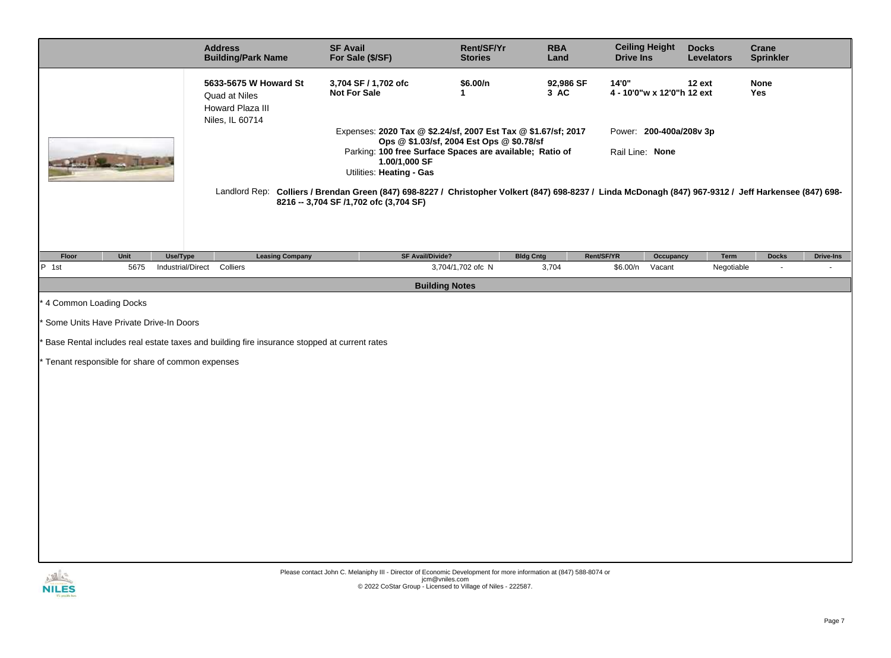| | Address<br>Building/Park Name | SF Avail<br>For Sale ($/SF) | Rent/SF/Yr<br>Stories | RBA<br>Land | Ceiling Height<br>Drive Ins | Docks<br>Levelators | Crane<br>Sprinkler |
|---|---|---|---|---|---|---|---|
| | **5633-5675 W Howard St**<br>Quad at Niles<br>Howard Plaza III<br>Niles, IL 60714 | **3,704 SF / 1,702 ofc**<br>**Not For Sale** | **$6.00/n**<br>**1** | **92,986 SF**<br>**3 AC** | **14'0"**<br>**4 - 10'0"w x 12'0"h 12 ext** | **12 ext** | **None**<br>**Yes** |

Expenses: **2020 Tax @ $2.24/sf, 2007 Est Tax @ $1.67/sf; 2017 Ops @ $1.03/sf, 2004 Est Ops @ $0.78/sf**

Parking: **100 free Surface Spaces are available; Ratio of 1.00/1,000 SF**

Utilities: **Heating - Gas**

Power: **200-400a/208v 3p**

Rail Line: **None**

Landlord Rep: **Colliers / Brendan Green (847) 698-8227 / Christopher Volkert (847) 698-8237 / Linda McDonagh (847) 967-9312 / Jeff Harkensee (847) 698-8216 -- 3,704 SF /1,702 ofc (3,704 SF)**

| Floor | Unit | Use/Type | Leasing Company | SF Avail/Divide? | Bldg Cntg | Rent/SF/YR | Occupancy | Term | Docks | Drive-Ins |
|---|---|---|---|---|---|---|---|---|---|---|
| P 1st | 5675 | Industrial/Direct | Colliers | 3,704/1,702 ofc N | 3,704 | $6.00/n | Vacant | Negotiable | - | - |

## Building Notes

* 4 Common Loading Docks

* Some Units Have Private Drive-In Doors

* Base Rental includes real estate taxes and building fire insurance stopped at current rates

* Tenant responsible for share of common expenses

Please contact John C. Melaniphy III - Director of Economic Development for more information at (847) 588-8074 or jcm@vniles.com
© 2022 CoStar Group - Licensed to Village of Niles - 222587.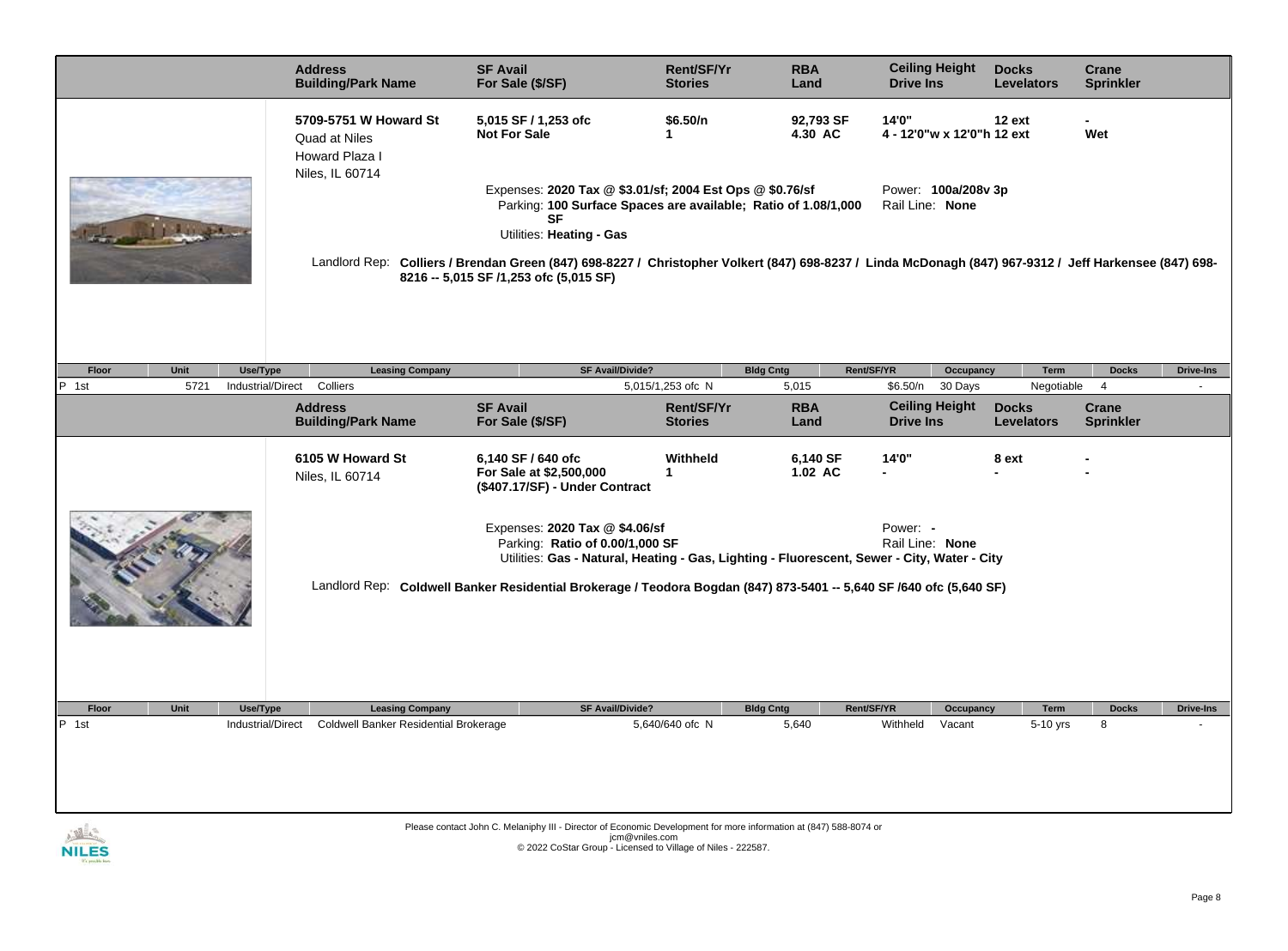| Address / Building/Park Name | SF Avail / For Sale ($/SF) | Rent/SF/Yr / Stories | RBA / Land | Ceiling Height / Drive Ins | Docks / Levelators | Crane / Sprinkler |
|---|---|---|---|---|---|---|
| 5709-5751 W Howard St<br>Quad at Niles<br>Howard Plaza I<br>Niles, IL 60714 | 5,015 SF / 1,253 ofc<br>Not For Sale | $6.50/n<br>1 | 92,793 SF<br>4.30 AC | 14'0"<br>4 - 12'0"w x 12'0"h | 12 ext<br>12 ext | -<br>Wet |

Expenses: **2020 Tax @ $3.01/sf; 2004 Est Ops @ $0.76/sf**
Parking: **100 Surface Spaces are available; Ratio of 1.08/1,000 SF**
Utilities: **Heating - Gas**
Power: **100a/208v 3p**
Rail Line: **None**

Landlord Rep: **Colliers / Brendan Green (847) 698-8227 / Christopher Volkert (847) 698-8237 / Linda McDonagh (847) 967-9312 / Jeff Harkensee (847) 698-8216 -- 5,015 SF /1,253 ofc (5,015 SF)**

| Floor | Unit | Use/Type | Leasing Company | SF Avail/Divide? | Bldg Cntg | Rent/SF/YR | Occupancy | Term | Docks | Drive-Ins |
|---|---|---|---|---|---|---|---|---|---|---|
| P 1st | 5721 | Industrial/Direct | Colliers | 5,015/1,253 ofc N | 5,015 | $6.50/n | 30 Days | Negotiable | 4 | - |

| Address / Building/Park Name | SF Avail / For Sale ($/SF) | Rent/SF/Yr / Stories | RBA / Land | Ceiling Height / Drive Ins | Docks / Levelators | Crane / Sprinkler |
|---|---|---|---|---|---|---|
| 6105 W Howard St<br>Niles, IL 60714 | 6,140 SF / 640 ofc<br>For Sale at $2,500,000 ($407.17/SF) - Under Contract | Withheld<br>1 | 6,140 SF<br>1.02 AC | 14'0"<br>- | 8 ext<br>- | -<br>- |

Expenses: **2020 Tax @ $4.06/sf**
Parking: **Ratio of 0.00/1,000 SF**
Utilities: **Gas - Natural, Heating - Gas, Lighting - Fluorescent, Sewer - City, Water - City**
Power: **-**
Rail Line: **None**

Landlord Rep: **Coldwell Banker Residential Brokerage / Teodora Bogdan (847) 873-5401 -- 5,640 SF /640 ofc (5,640 SF)**

| Floor | Unit | Use/Type | Leasing Company | SF Avail/Divide? | Bldg Cntg | Rent/SF/YR | Occupancy | Term | Docks | Drive-Ins |
|---|---|---|---|---|---|---|---|---|---|---|
| P 1st | | Industrial/Direct | Coldwell Banker Residential Brokerage | 5,640/640 ofc N | 5,640 | Withheld | Vacant | 5-10 yrs | 8 | - |

Please contact John C. Melaniphy III - Director of Economic Development for more information at (847) 588-8074 or jcm@vniles.com
© 2022 CoStar Group - Licensed to Village of Niles - 222587.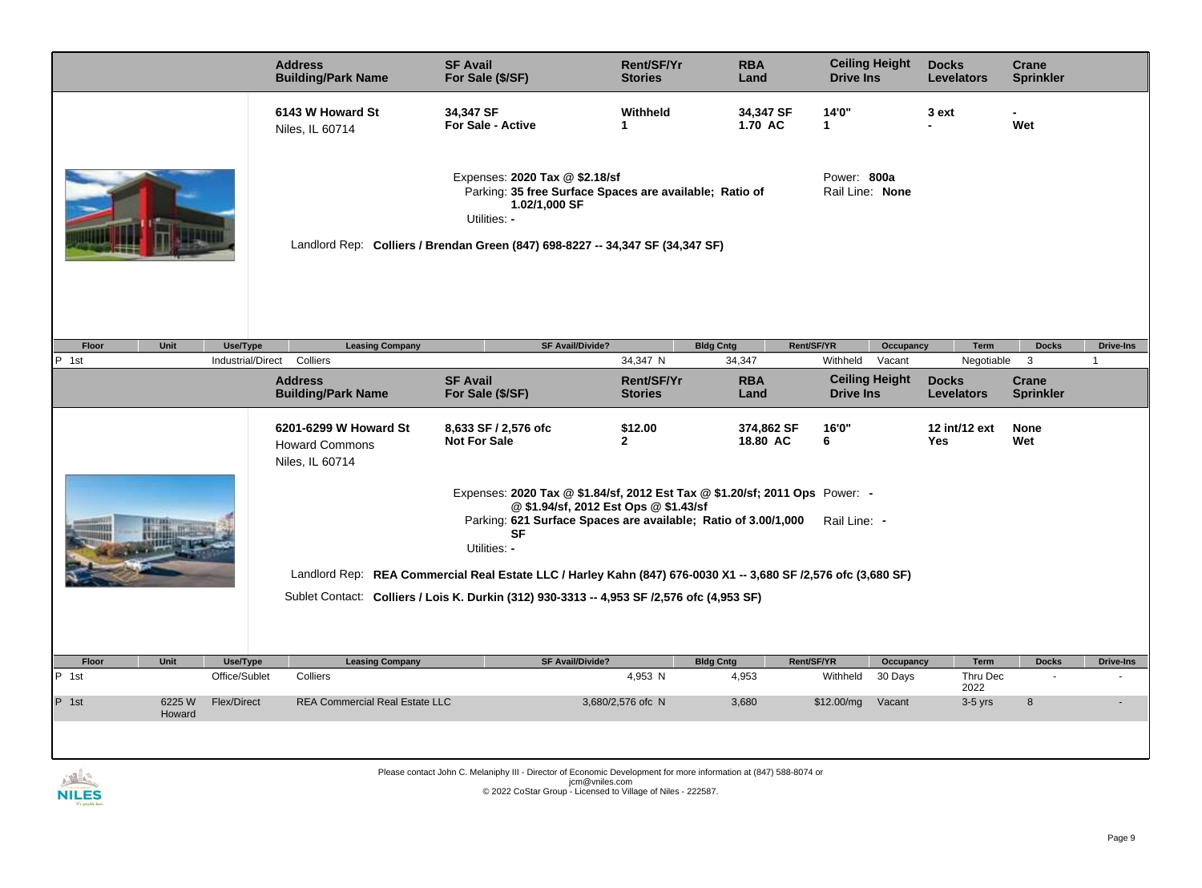| Address / Building/Park Name | SF Avail / For Sale ($/SF) | Rent/SF/Yr / Stories | RBA / Land | Ceiling Height / Drive Ins | Docks / Levelators | Crane / Sprinkler |
|---|---|---|---|---|---|---|
| **6143 W Howard St** Niles, IL 60714 | **34,347 SF** **For Sale - Active** | **Withheld** **1** | **34,347 SF** **1.70 AC** | **14'0"** **1** | **3 ext** **-** | **-** **Wet** |

Expenses: **2020 Tax @ $2.18/sf**
Parking: **35 free Surface Spaces are available; Ratio of 1.02/1,000 SF**
Utilities: -
Power: **800a**
Rail Line: **None**

Landlord Rep: **Colliers / Brendan Green (847) 698-8227 -- 34,347 SF (34,347 SF)**

| Floor | Unit | Use/Type | Leasing Company | SF Avail/Divide? | Bldg Cntg | Rent/SF/YR | Occupancy | Term | Docks | Drive-Ins |
|---|---|---|---|---|---|---|---|---|---|---|
| P 1st | | Industrial/Direct | Colliers | 34,347 N | 34,347 | Withheld | Vacant | Negotiable | 3 | 1 |

| Address / Building/Park Name | SF Avail / For Sale ($/SF) | Rent/SF/Yr / Stories | RBA / Land | Ceiling Height / Drive Ins | Docks / Levelators | Crane / Sprinkler |
|---|---|---|---|---|---|---|
| **6201-6299 W Howard St** Howard Commons Niles, IL 60714 | **8,633 SF / 2,576 ofc** **Not For Sale** | **$12.00** **2** | **374,862 SF** **18.80 AC** | **16'0"** **6** | **12 int/12 ext** **Yes** | **None** **Wet** |

Expenses: **2020 Tax @ $1.84/sf, 2012 Est Tax @ $1.20/sf; 2011 Ops @ $1.94/sf, 2012 Est Ops @ $1.43/sf**
Parking: **621 Surface Spaces are available; Ratio of 3.00/1,000 SF**
Utilities: -
Power: -
Rail Line: -

Landlord Rep: **REA Commercial Real Estate LLC / Harley Kahn (847) 676-0030 X1 -- 3,680 SF /2,576 ofc (3,680 SF)**
Sublet Contact: **Colliers / Lois K. Durkin (312) 930-3313 -- 4,953 SF /2,576 ofc (4,953 SF)**

| Floor | Unit | Use/Type | Leasing Company | SF Avail/Divide? | Bldg Cntg | Rent/SF/YR | Occupancy | Term | Docks | Drive-Ins |
|---|---|---|---|---|---|---|---|---|---|---|
| P 1st | | Office/Sublet | Colliers | 4,953 N | 4,953 | Withheld | 30 Days | Thru Dec 2022 | - | - |
| P 1st | 6225 W Howard | Flex/Direct | REA Commercial Real Estate LLC | 3,680/2,576 ofc N | 3,680 | $12.00/mg | Vacant | 3-5 yrs | 8 | - |

Please contact John C. Melaniphy III - Director of Economic Development for more information at (847) 588-8074 or jcm@vniles.com
© 2022 CoStar Group - Licensed to Village of Niles - 222587.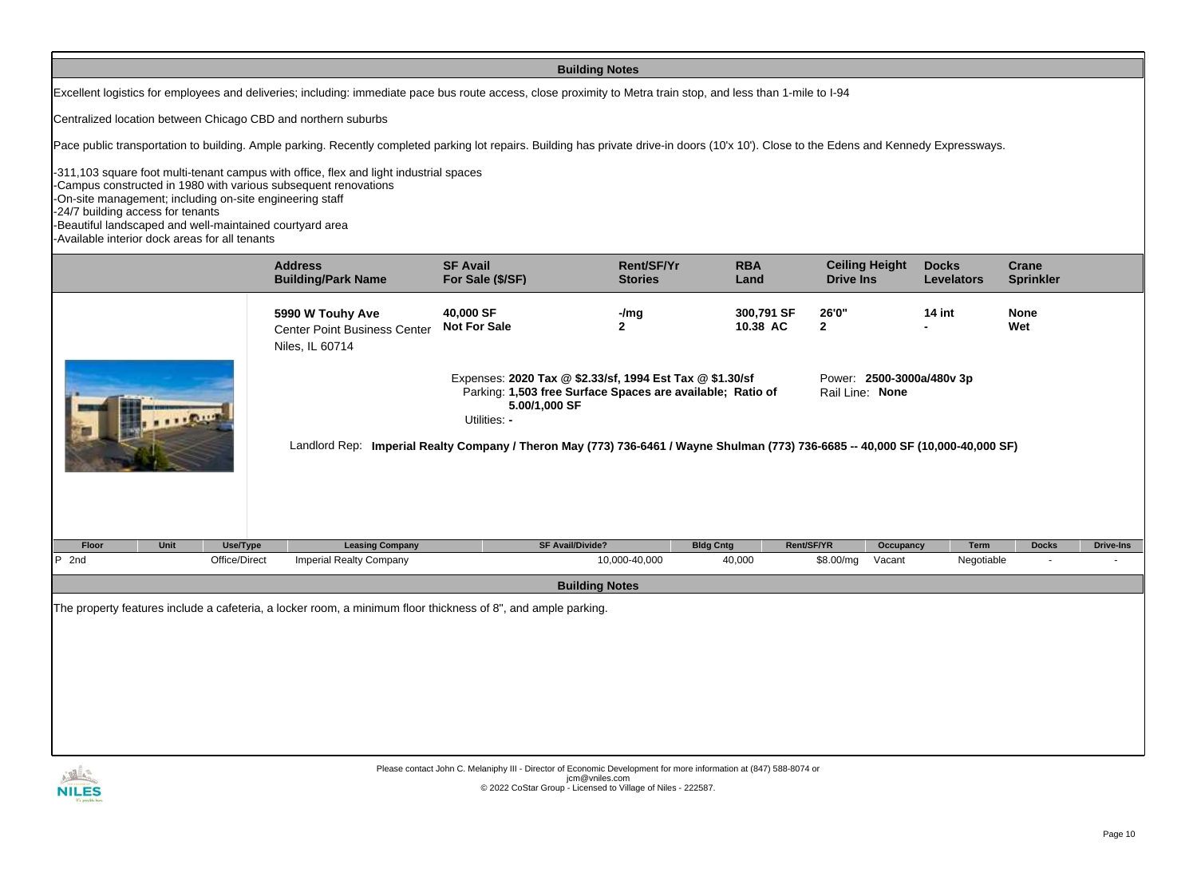## Building Notes

Excellent logistics for employees and deliveries; including: immediate pace bus route access, close proximity to Metra train stop, and less than 1-mile to I-94

Centralized location between Chicago CBD and northern suburbs

Pace public transportation to building. Ample parking. Recently completed parking lot repairs. Building has private drive-in doors (10'x 10'). Close to the Edens and Kennedy Expressways.

-311,103 square foot multi-tenant campus with office, flex and light industrial spaces
-Campus constructed in 1980 with various subsequent renovations
-On-site management; including on-site engineering staff
-24/7 building access for tenants
-Beautiful landscaped and well-maintained courtyard area
-Available interior dock areas for all tenants

| Address / Building/Park Name | SF Avail / For Sale ($/SF) | Rent/SF/Yr / Stories | RBA / Land | Ceiling Height / Drive Ins | Docks / Levelators | Crane / Sprinkler |
|---|---|---|---|---|---|---|
| **5990 W Touhy Ave** / Center Point Business Center / Niles, IL 60714 | **40,000 SF** / **Not For Sale** | **-/mg** / **2** | **300,791 SF** / **10.38 AC** | **26'0"** / **2** | **14 int** / **-** | **None** / **Wet** |

Expenses: **2020 Tax @ $2.33/sf, 1994 Est Tax @ $1.30/sf**
Parking: **1,503 free Surface Spaces are available; Ratio of 5.00/1,000 SF**
Utilities: **-**

Power: **2500-3000a/480v 3p**
Rail Line: **None**

Landlord Rep: **Imperial Realty Company / Theron May (773) 736-6461 / Wayne Shulman (773) 736-6685 -- 40,000 SF (10,000-40,000 SF)**

| Floor | Unit | Use/Type | Leasing Company | SF Avail/Divide? | Bldg Cntg | Rent/SF/YR | Occupancy | Term | Docks | Drive-Ins |
|---|---|---|---|---|---|---|---|---|---|---|
| P 2nd | | Office/Direct | Imperial Realty Company | 10,000-40,000 | 40,000 | $8.00/mg | Vacant | Negotiable | - | - |

## Building Notes

The property features include a cafeteria, a locker room, a minimum floor thickness of 8", and ample parking.

Please contact John C. Melaniphy III - Director of Economic Development for more information at (847) 588-8074 or jcm@vniles.com
© 2022 CoStar Group - Licensed to Village of Niles - 222587.